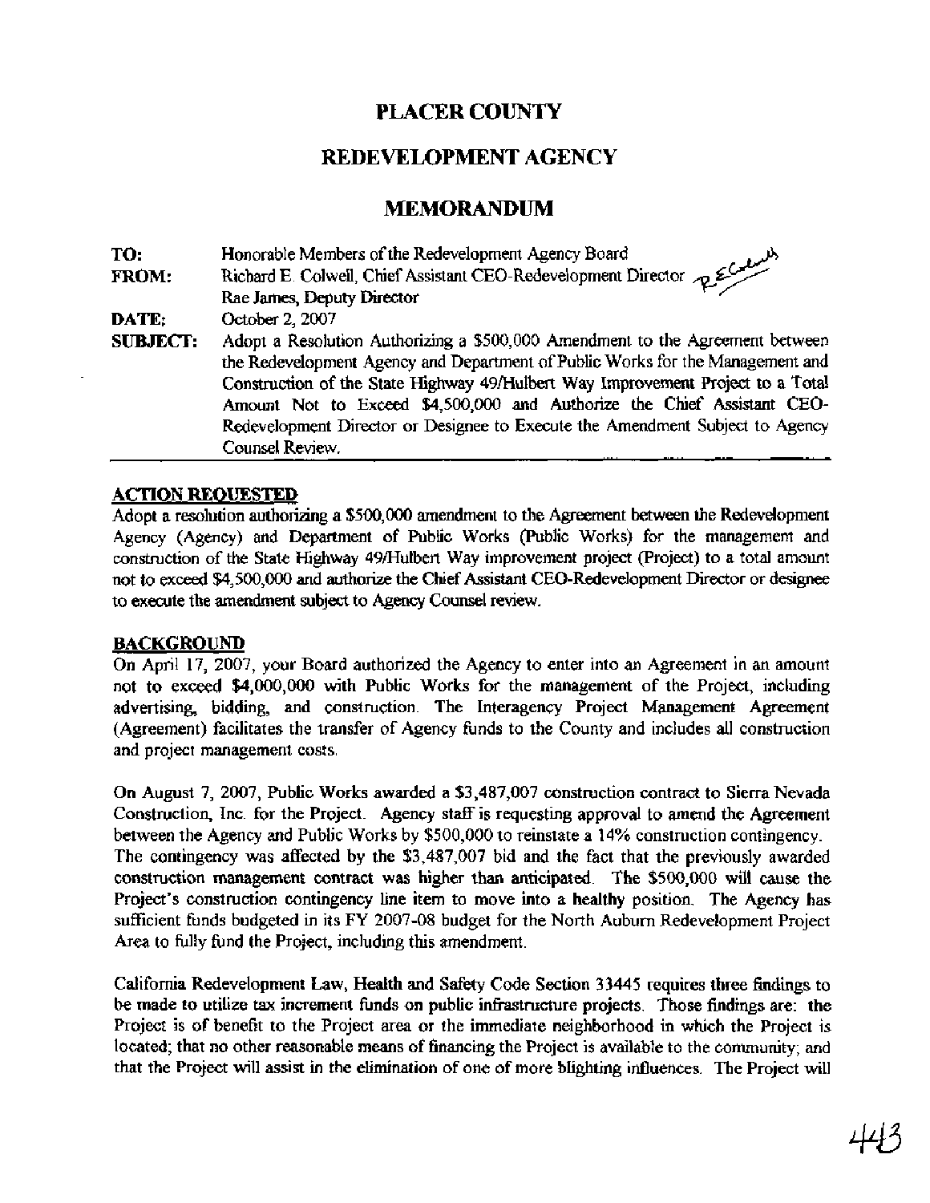# PLACER COUNTY

## REDEVELOPMENT AGENCY

## MEMORANDUM

**TO:** Honorable Members of the Redevelopment Agency Board

**FROM:** Richard E. Colwell, Chief Assistant CEO-Redevelopment Director
Rae James, Deputy Director

**DATE:** October 2, 2007

**SUBJECT:** Adopt a Resolution Authorizing a $500,000 Amendment to the Agreement between the Redevelopment Agency and Department of Public Works for the Management and Construction of the State Highway 49/Hulbert Way Improvement Project to a Total Amount Not to Exceed $4,500,000 and Authorize the Chief Assistant CEO-Redevelopment Director or Designee to Execute the Amendment Subject to Agency Counsel Review.

### ACTION REQUESTED

Adopt a resolution authorizing a $500,000 amendment to the Agreement between the Redevelopment Agency (Agency) and Department of Public Works (Public Works) for the management and construction of the State Highway 49/Hulbert Way improvement project (Project) to a total amount not to exceed $4,500,000 and authorize the Chief Assistant CEO-Redevelopment Director or designee to execute the amendment subject to Agency Counsel review.

### BACKGROUND

On April 17, 2007, your Board authorized the Agency to enter into an Agreement in an amount not to exceed $4,000,000 with Public Works for the management of the Project, including advertising, bidding, and construction. The Interagency Project Management Agreement (Agreement) facilitates the transfer of Agency funds to the County and includes all construction and project management costs.

On August 7, 2007, Public Works awarded a $3,487,007 construction contract to Sierra Nevada Construction, Inc. for the Project. Agency staff is requesting approval to amend the Agreement between the Agency and Public Works by $500,000 to reinstate a 14% construction contingency. The contingency was affected by the $3,487,007 bid and the fact that the previously awarded construction management contract was higher than anticipated. The $500,000 will cause the Project's construction contingency line item to move into a healthy position. The Agency has sufficient funds budgeted in its FY 2007-08 budget for the North Auburn Redevelopment Project Area to fully fund the Project, including this amendment.

California Redevelopment Law, Health and Safety Code Section 33445 requires three findings to be made to utilize tax increment funds on public infrastructure projects. Those findings are: the Project is of benefit to the Project area or the immediate neighborhood in which the Project is located; that no other reasonable means of financing the Project is available to the community; and that the Project will assist in the elimination of one of more blighting influences. The Project will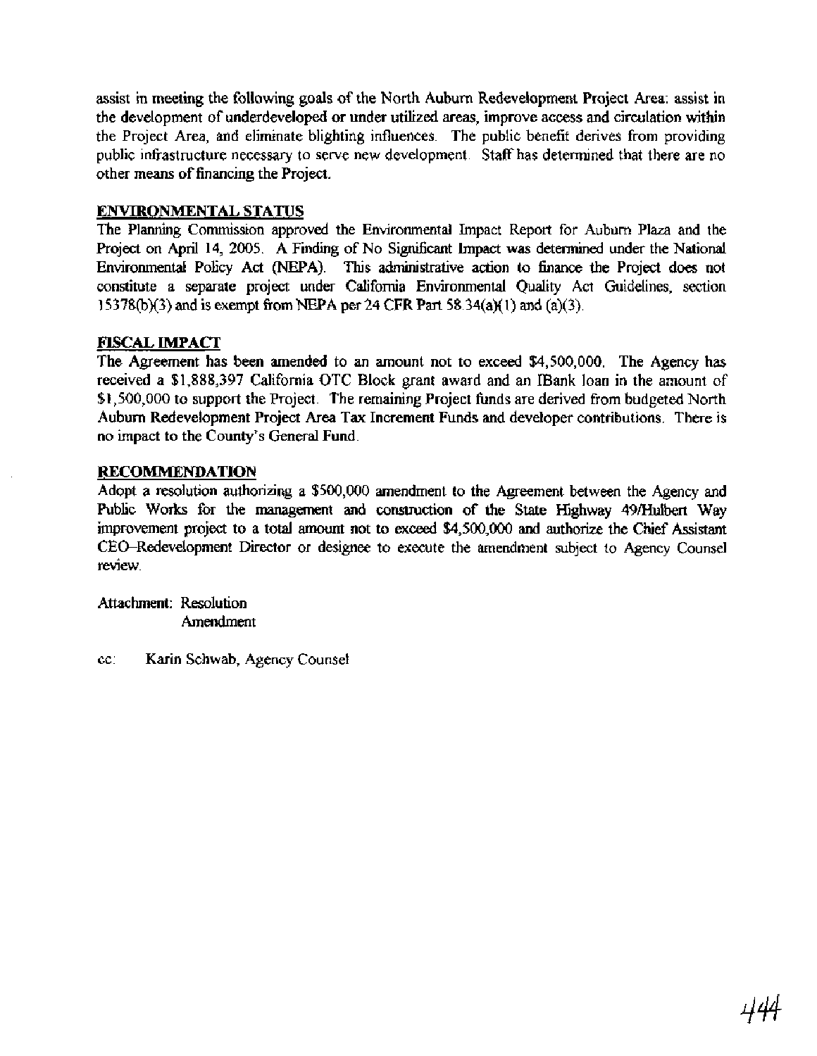assist in meeting the following goals of the North Auburn Redevelopment Project Area: assist in the development of underdeveloped or under utilized areas, improve access and circulation within the Project Area, and eliminate blighting influences. The public benefit derives from providing public infrastructure necessary to serve new development. Staff has determined that there are no other means of financing the Project.

## ENVIRONMENTAL STATUS

The Planning Commission approved the Environmental Impact Report for Auburn Plaza and the Project on April 14, 2005. A Finding of No Significant Impact was determined under the National Environmental Policy Act (NEPA). This administrative action to finance the Project does not constitute a separate project under California Environmental Quality Act Guidelines, section 15378(b)(3) and is exempt from NEPA per 24 CFR Part 58.34(a)(1) and (a)(3).

## FISCAL IMPACT

The Agreement has been amended to an amount not to exceed $4,500,000. The Agency has received a $1,888,397 California OTC Block grant award and an IBank loan in the amount of $1,500,000 to support the Project. The remaining Project funds are derived from budgeted North Auburn Redevelopment Project Area Tax Increment Funds and developer contributions. There is no impact to the County's General Fund.

## RECOMMENDATION

Adopt a resolution authorizing a $500,000 amendment to the Agreement between the Agency and Public Works for the management and construction of the State Highway 49/Hulbert Way improvement project to a total amount not to exceed $4,500,000 and authorize the Chief Assistant CEO–Redevelopment Director or designee to execute the amendment subject to Agency Counsel review.

Attachment: Resolution
Amendment

cc: Karin Schwab, Agency Counsel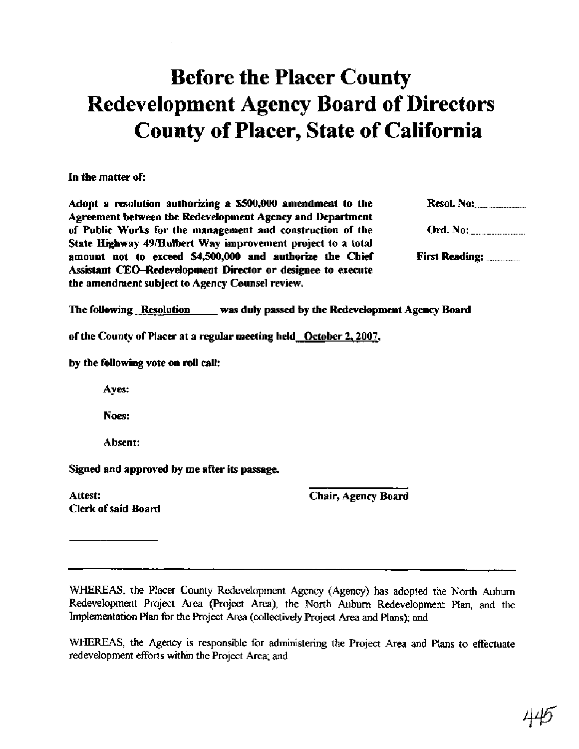# Before the Placer County Redevelopment Agency Board of Directors County of Placer, State of California

**In the matter of:**

**Adopt a resolution authorizing a $500,000 amendment to the Agreement between the Redevelopment Agency and Department of Public Works for the management and construction of the State Highway 49/Hulbert Way improvement project to a total amount not to exceed $4,500,000 and authorize the Chief Assistant CEO–Redevelopment Director or designee to execute the amendment subject to Agency Counsel review.**

**Resol. No:** ________

**Ord. No:** ________

**First Reading:** ________

**The following Resolution was duly passed by the Redevelopment Agency Board of the County of Placer at a regular meeting held October 2, 2007, by the following vote on roll call:**

**Ayes:**

**Noes:**

**Absent:**

**Signed and approved by me after its passage.**

**Attest:**
**Clerk of said Board**

________________

________________
**Chair, Agency Board**

---

WHEREAS, the Placer County Redevelopment Agency (Agency) has adopted the North Auburn Redevelopment Project Area (Project Area), the North Auburn Redevelopment Plan, and the Implementation Plan for the Project Area (collectively Project Area and Plans); and

WHEREAS, the Agency is responsible for administering the Project Area and Plans to effectuate redevelopment efforts within the Project Area; and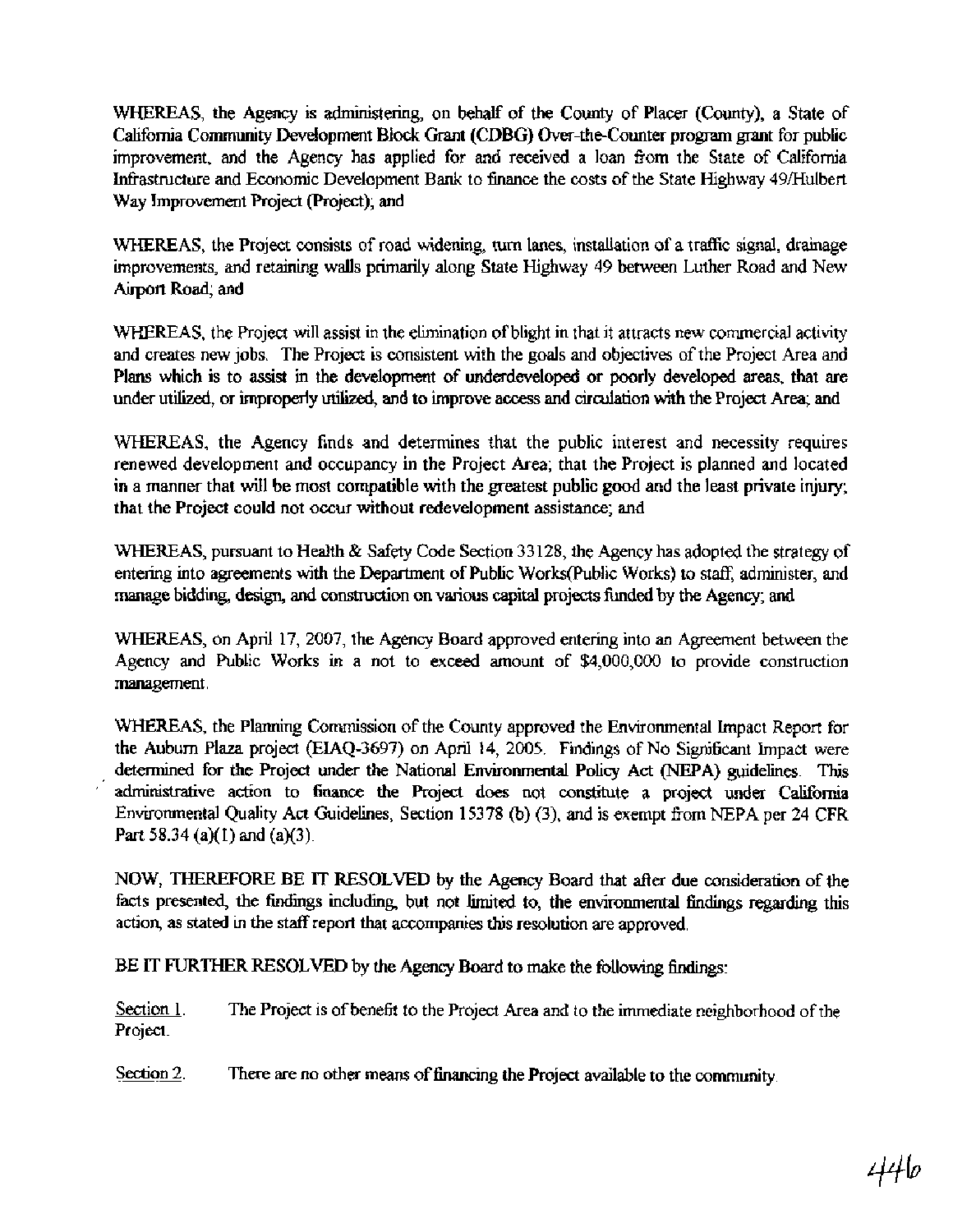WHEREAS, the Agency is administering, on behalf of the County of Placer (County), a State of California Community Development Block Grant (CDBG) Over-the-Counter program grant for public improvement, and the Agency has applied for and received a loan from the State of California Infrastructure and Economic Development Bank to finance the costs of the State Highway 49/Hulbert Way Improvement Project (Project); and

WHEREAS, the Project consists of road widening, turn lanes, installation of a traffic signal, drainage improvements, and retaining walls primarily along State Highway 49 between Luther Road and New Airport Road; and

WHEREAS, the Project will assist in the elimination of blight in that it attracts new commercial activity and creates new jobs. The Project is consistent with the goals and objectives of the Project Area and Plans which is to assist in the development of underdeveloped or poorly developed areas, that are under utilized, or improperly utilized, and to improve access and circulation with the Project Area; and

WHEREAS, the Agency finds and determines that the public interest and necessity requires renewed development and occupancy in the Project Area; that the Project is planned and located in a manner that will be most compatible with the greatest public good and the least private injury; that the Project could not occur without redevelopment assistance; and

WHEREAS, pursuant to Health & Safety Code Section 33128, the Agency has adopted the strategy of entering into agreements with the Department of Public Works(Public Works) to staff, administer, and manage bidding, design, and construction on various capital projects funded by the Agency; and

WHEREAS, on April 17, 2007, the Agency Board approved entering into an Agreement between the Agency and Public Works in a not to exceed amount of $4,000,000 to provide construction management.

WHEREAS, the Planning Commission of the County approved the Environmental Impact Report for the Auburn Plaza project (EIAQ-3697) on April 14, 2005. Findings of No Significant Impact were determined for the Project under the National Environmental Policy Act (NEPA) guidelines. This administrative action to finance the Project does not constitute a project under California Environmental Quality Act Guidelines, Section 15378 (b) (3), and is exempt from NEPA per 24 CFR Part 58.34 (a)(1) and (a)(3).

NOW, THEREFORE BE IT RESOLVED by the Agency Board that after due consideration of the facts presented, the findings including, but not limited to, the environmental findings regarding this action, as stated in the staff report that accompanies this resolution are approved.

BE IT FURTHER RESOLVED by the Agency Board to make the following findings:

Section 1. The Project is of benefit to the Project Area and to the immediate neighborhood of the Project.

Section 2. There are no other means of financing the Project available to the community.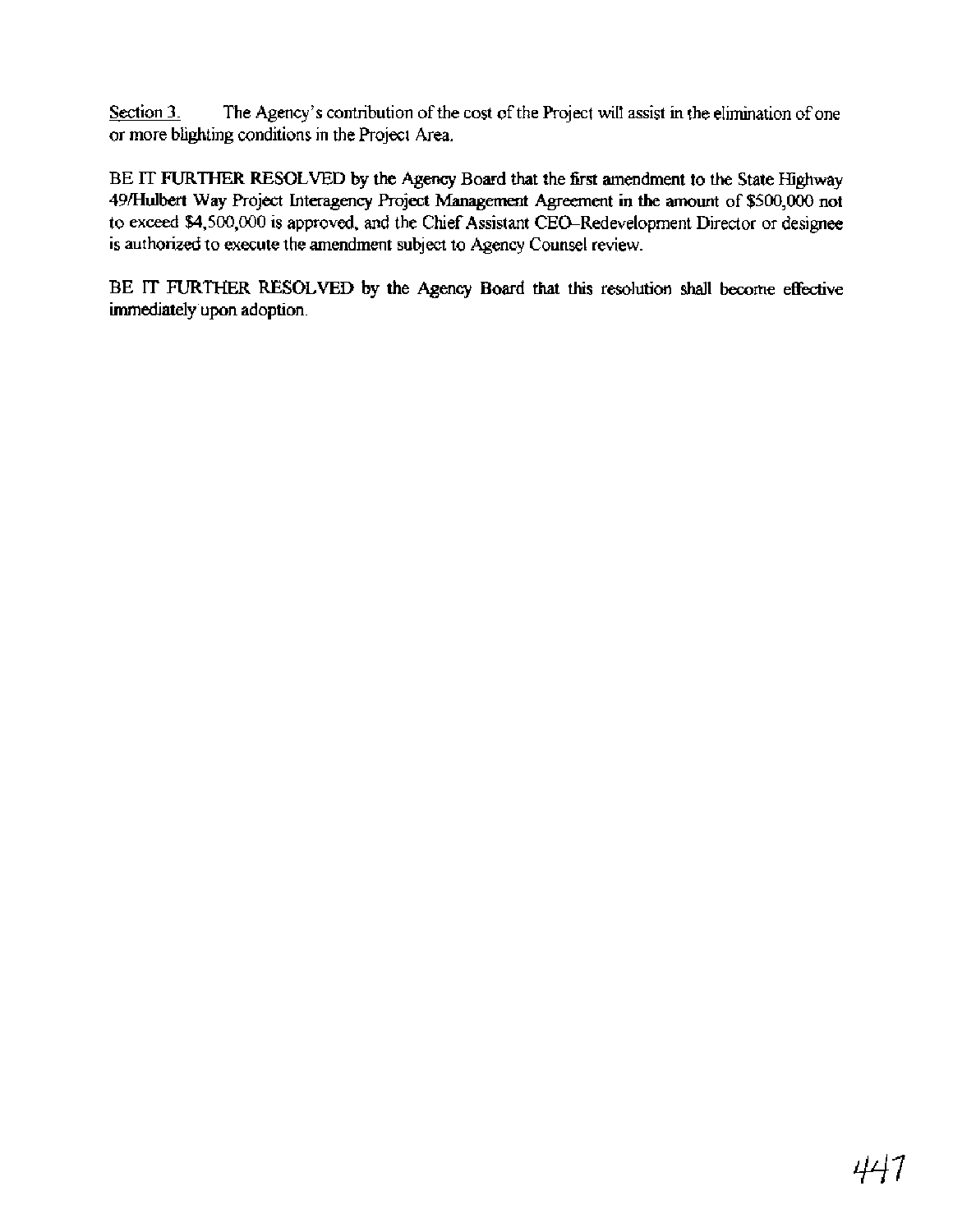<u>Section 3.</u> The Agency's contribution of the cost of the Project will assist in the elimination of one or more blighting conditions in the Project Area.

BE IT FURTHER RESOLVED by the Agency Board that the first amendment to the State Highway 49/Hulbert Way Project Interagency Project Management Agreement in the amount of $500,000 not to exceed $4,500,000 is approved, and the Chief Assistant CEO–Redevelopment Director or designee is authorized to execute the amendment subject to Agency Counsel review.

BE IT FURTHER RESOLVED by the Agency Board that this resolution shall become effective immediately upon adoption.